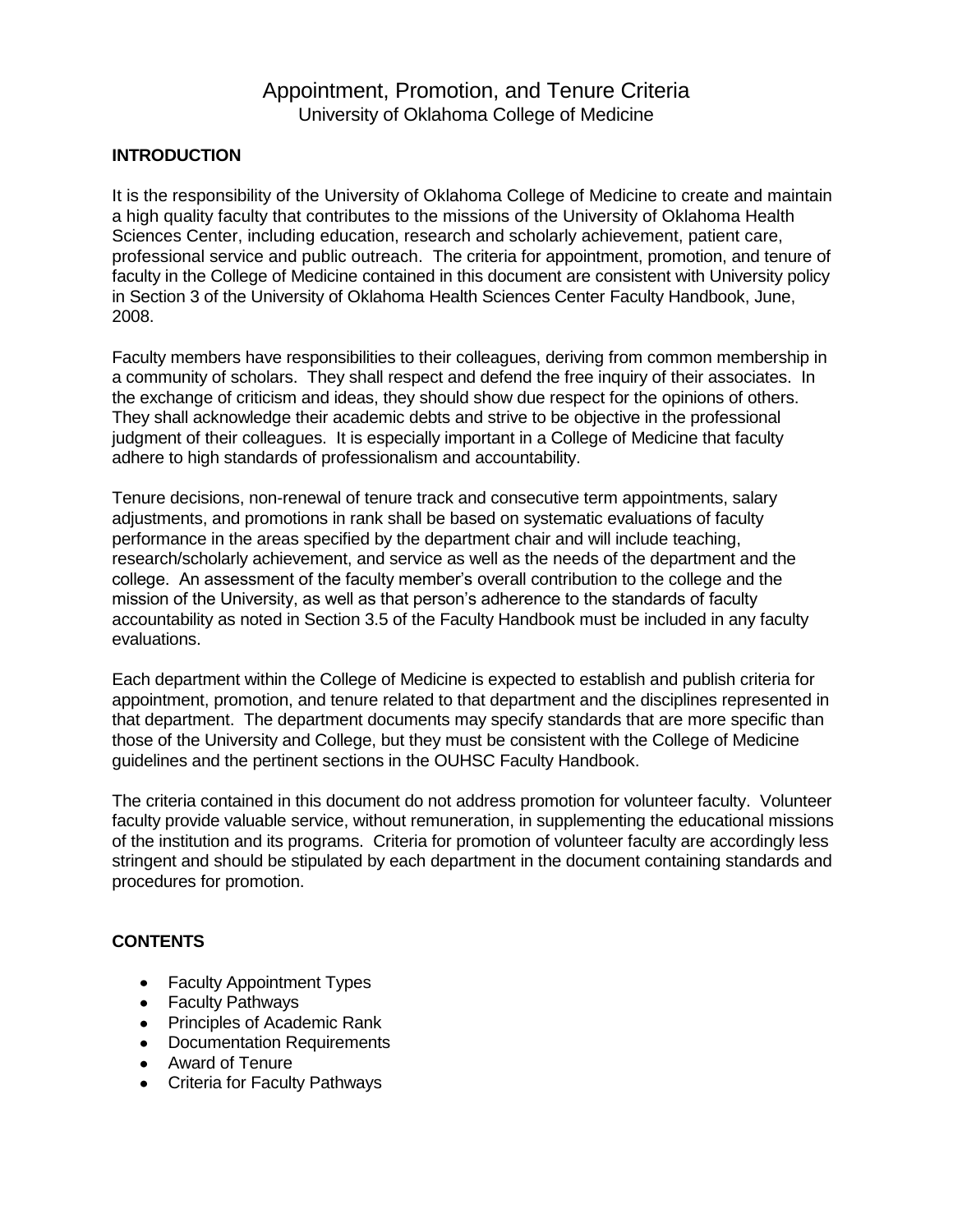# Appointment, Promotion, and Tenure Criteria

University of Oklahoma College of Medicine

## INTRODUCTION

It is the responsibility of the University of Oklahoma College of Medicine to create and maintain a high quality faculty that contributes to the missions of the University of Oklahoma Health Sciences Center, including education, research and scholarly achievement, patient care, professional service and public outreach. The criteria for appointment, promotion, and tenure of faculty in the College of Medicine contained in this document are consistent with University policy in Section 3 of the University of Oklahoma Health Sciences Center Faculty Handbook, June, 2008.

Faculty members have responsibilities to their colleagues, deriving from common membership in a community of scholars. They shall respect and defend the free inquiry of their associates. In the exchange of criticism and ideas, they should show due respect for the opinions of others. They shall acknowledge their academic debts and strive to be objective in the professional judgment of their colleagues. It is especially important in a College of Medicine that faculty adhere to high standards of professionalism and accountability.

Tenure decisions, non-renewal of tenure track and consecutive term appointments, salary adjustments, and promotions in rank shall be based on systematic evaluations of faculty performance in the areas specified by the department chair and will include teaching, research/scholarly achievement, and service as well as the needs of the department and the college. An assessment of the faculty member's overall contribution to the college and the mission of the University, as well as that person's adherence to the standards of faculty accountability as noted in Section 3.5 of the Faculty Handbook must be included in any faculty evaluations.

Each department within the College of Medicine is expected to establish and publish criteria for appointment, promotion, and tenure related to that department and the disciplines represented in that department. The department documents may specify standards that are more specific than those of the University and College, but they must be consistent with the College of Medicine guidelines and the pertinent sections in the OUHSC Faculty Handbook.

The criteria contained in this document do not address promotion for volunteer faculty. Volunteer faculty provide valuable service, without remuneration, in supplementing the educational missions of the institution and its programs. Criteria for promotion of volunteer faculty are accordingly less stringent and should be stipulated by each department in the document containing standards and procedures for promotion.

## CONTENTS

- Faculty Appointment Types
- Faculty Pathways
- Principles of Academic Rank
- Documentation Requirements
- Award of Tenure
- Criteria for Faculty Pathways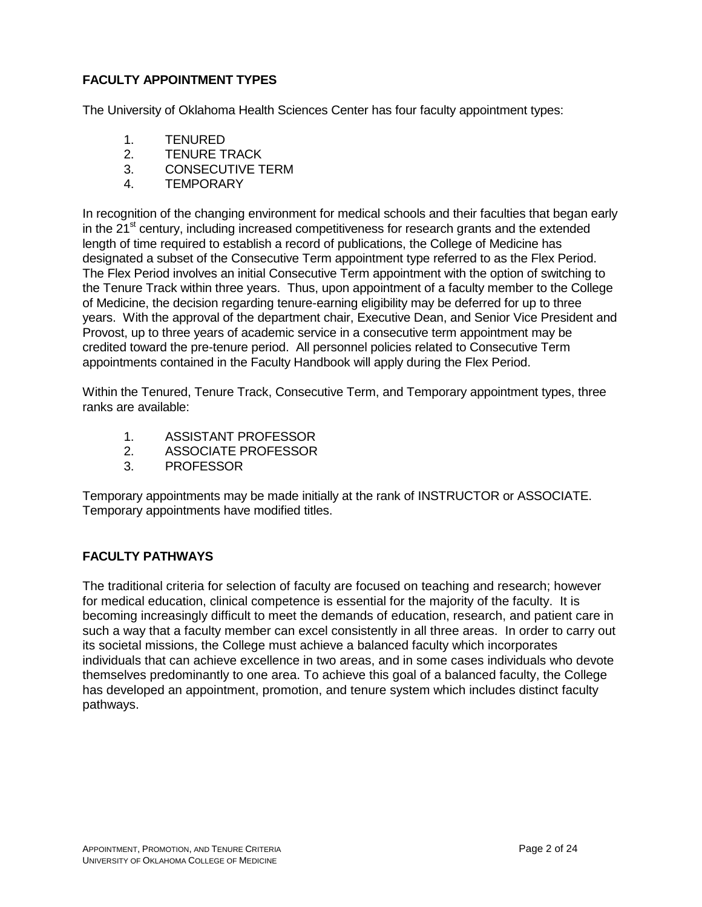## FACULTY APPOINTMENT TYPES

The University of Oklahoma Health Sciences Center has four faculty appointment types:

1. TENURED
2. TENURE TRACK
3. CONSECUTIVE TERM
4. TEMPORARY

In recognition of the changing environment for medical schools and their faculties that began early in the 21st century, including increased competitiveness for research grants and the extended length of time required to establish a record of publications, the College of Medicine has designated a subset of the Consecutive Term appointment type referred to as the Flex Period. The Flex Period involves an initial Consecutive Term appointment with the option of switching to the Tenure Track within three years. Thus, upon appointment of a faculty member to the College of Medicine, the decision regarding tenure-earning eligibility may be deferred for up to three years. With the approval of the department chair, Executive Dean, and Senior Vice President and Provost, up to three years of academic service in a consecutive term appointment may be credited toward the pre-tenure period. All personnel policies related to Consecutive Term appointments contained in the Faculty Handbook will apply during the Flex Period.

Within the Tenured, Tenure Track, Consecutive Term, and Temporary appointment types, three ranks are available:

1. ASSISTANT PROFESSOR
2. ASSOCIATE PROFESSOR
3. PROFESSOR

Temporary appointments may be made initially at the rank of INSTRUCTOR or ASSOCIATE. Temporary appointments have modified titles.

## FACULTY PATHWAYS

The traditional criteria for selection of faculty are focused on teaching and research; however for medical education, clinical competence is essential for the majority of the faculty. It is becoming increasingly difficult to meet the demands of education, research, and patient care in such a way that a faculty member can excel consistently in all three areas. In order to carry out its societal missions, the College must achieve a balanced faculty which incorporates individuals that can achieve excellence in two areas, and in some cases individuals who devote themselves predominantly to one area. To achieve this goal of a balanced faculty, the College has developed an appointment, promotion, and tenure system which includes distinct faculty pathways.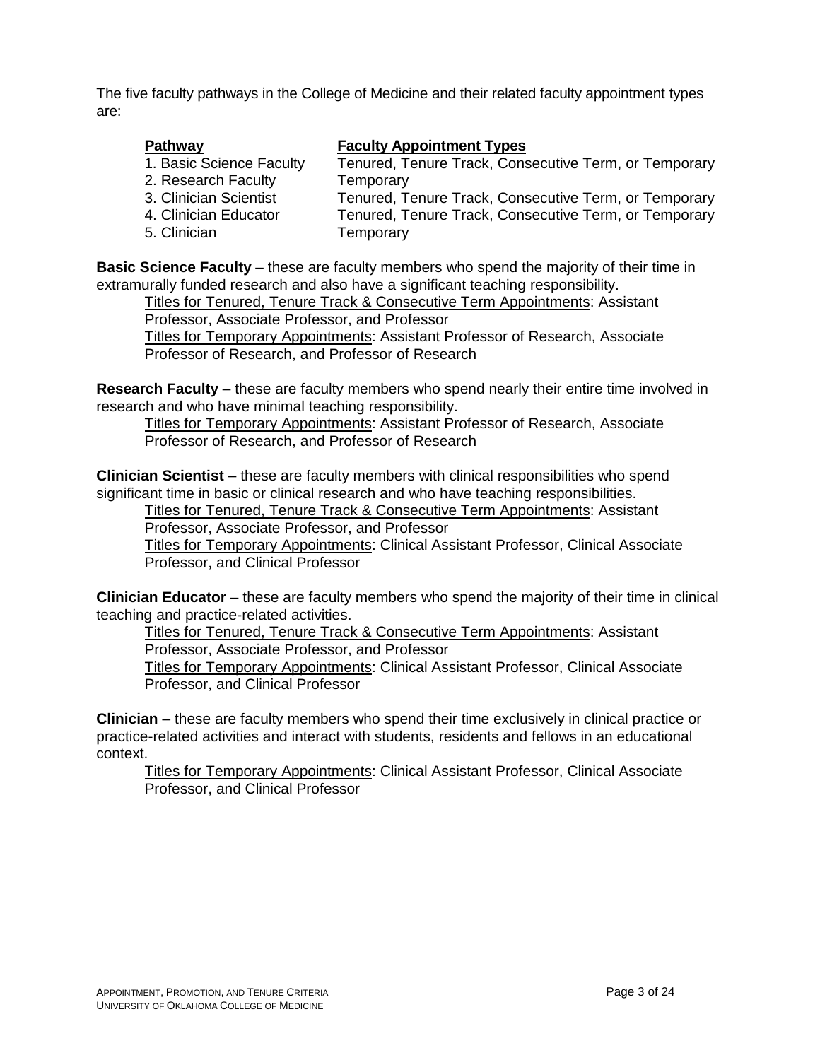The five faculty pathways in the College of Medicine and their related faculty appointment types are:

| Pathway | Faculty Appointment Types |
| --- | --- |
| 1. Basic Science Faculty | Tenured, Tenure Track, Consecutive Term, or Temporary |
| 2. Research Faculty | Temporary |
| 3. Clinician Scientist | Tenured, Tenure Track, Consecutive Term, or Temporary |
| 4. Clinician Educator | Tenured, Tenure Track, Consecutive Term, or Temporary |
| 5. Clinician | Temporary |

**Basic Science Faculty** – these are faculty members who spend the majority of their time in extramurally funded research and also have a significant teaching responsibility.

Titles for Tenured, Tenure Track & Consecutive Term Appointments: Assistant Professor, Associate Professor, and Professor

Titles for Temporary Appointments: Assistant Professor of Research, Associate Professor of Research, and Professor of Research

**Research Faculty** – these are faculty members who spend nearly their entire time involved in research and who have minimal teaching responsibility.

Titles for Temporary Appointments: Assistant Professor of Research, Associate Professor of Research, and Professor of Research

**Clinician Scientist** – these are faculty members with clinical responsibilities who spend significant time in basic or clinical research and who have teaching responsibilities.

Titles for Tenured, Tenure Track & Consecutive Term Appointments: Assistant Professor, Associate Professor, and Professor

Titles for Temporary Appointments: Clinical Assistant Professor, Clinical Associate Professor, and Clinical Professor

**Clinician Educator** – these are faculty members who spend the majority of their time in clinical teaching and practice-related activities.

Titles for Tenured, Tenure Track & Consecutive Term Appointments: Assistant Professor, Associate Professor, and Professor

Titles for Temporary Appointments: Clinical Assistant Professor, Clinical Associate Professor, and Clinical Professor

**Clinician** – these are faculty members who spend their time exclusively in clinical practice or practice-related activities and interact with students, residents and fellows in an educational context.

Titles for Temporary Appointments: Clinical Assistant Professor, Clinical Associate Professor, and Clinical Professor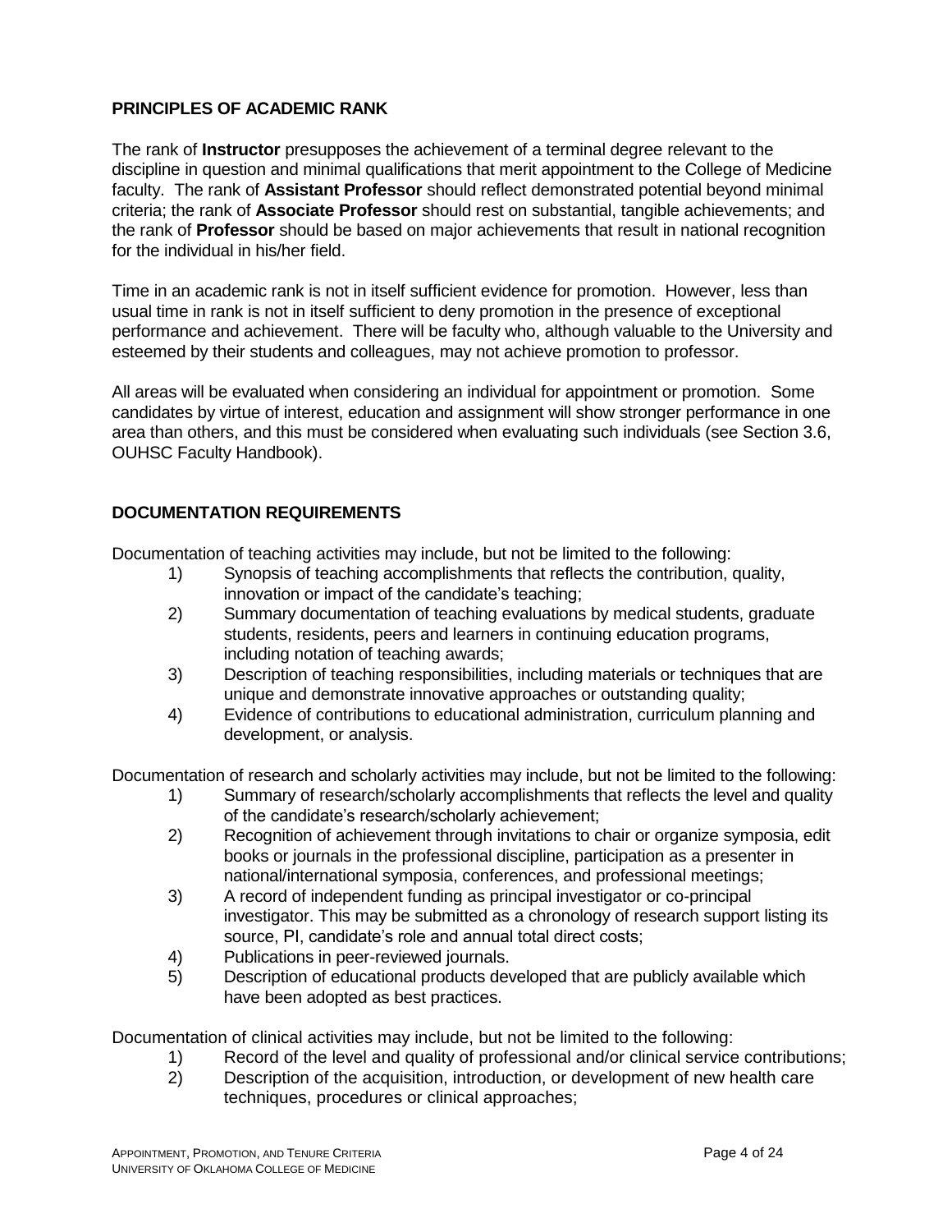## PRINCIPLES OF ACADEMIC RANK

The rank of **Instructor** presupposes the achievement of a terminal degree relevant to the discipline in question and minimal qualifications that merit appointment to the College of Medicine faculty. The rank of **Assistant Professor** should reflect demonstrated potential beyond minimal criteria; the rank of **Associate Professor** should rest on substantial, tangible achievements; and the rank of **Professor** should be based on major achievements that result in national recognition for the individual in his/her field.

Time in an academic rank is not in itself sufficient evidence for promotion. However, less than usual time in rank is not in itself sufficient to deny promotion in the presence of exceptional performance and achievement. There will be faculty who, although valuable to the University and esteemed by their students and colleagues, may not achieve promotion to professor.

All areas will be evaluated when considering an individual for appointment or promotion. Some candidates by virtue of interest, education and assignment will show stronger performance in one area than others, and this must be considered when evaluating such individuals (see Section 3.6, OUHSC Faculty Handbook).

## DOCUMENTATION REQUIREMENTS

Documentation of teaching activities may include, but not be limited to the following:

1) Synopsis of teaching accomplishments that reflects the contribution, quality, innovation or impact of the candidate's teaching;
2) Summary documentation of teaching evaluations by medical students, graduate students, residents, peers and learners in continuing education programs, including notation of teaching awards;
3) Description of teaching responsibilities, including materials or techniques that are unique and demonstrate innovative approaches or outstanding quality;
4) Evidence of contributions to educational administration, curriculum planning and development, or analysis.

Documentation of research and scholarly activities may include, but not be limited to the following:

1) Summary of research/scholarly accomplishments that reflects the level and quality of the candidate's research/scholarly achievement;
2) Recognition of achievement through invitations to chair or organize symposia, edit books or journals in the professional discipline, participation as a presenter in national/international symposia, conferences, and professional meetings;
3) A record of independent funding as principal investigator or co-principal investigator. This may be submitted as a chronology of research support listing its source, PI, candidate's role and annual total direct costs;
4) Publications in peer-reviewed journals.
5) Description of educational products developed that are publicly available which have been adopted as best practices.

Documentation of clinical activities may include, but not be limited to the following:

1) Record of the level and quality of professional and/or clinical service contributions;
2) Description of the acquisition, introduction, or development of new health care techniques, procedures or clinical approaches;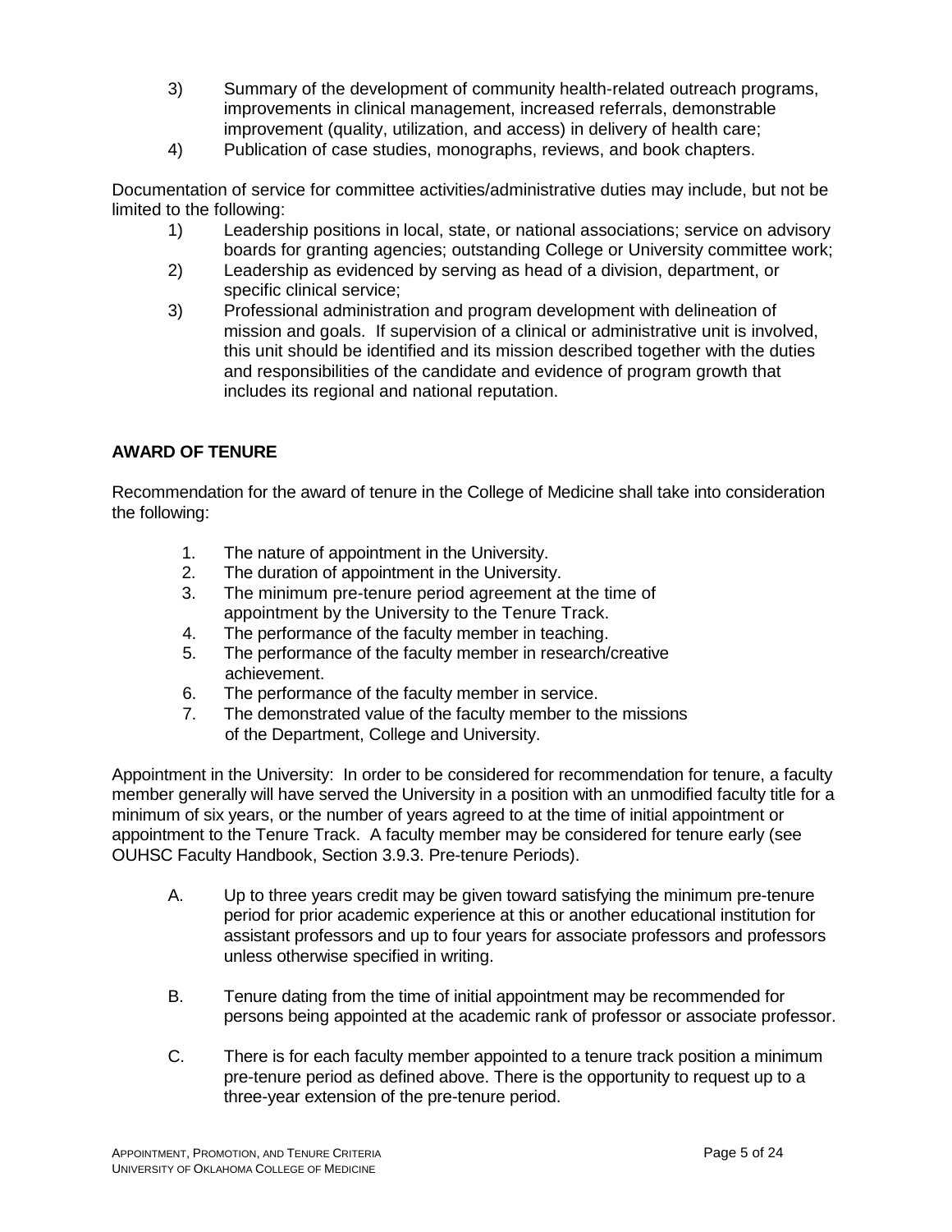3) Summary of the development of community health-related outreach programs, improvements in clinical management, increased referrals, demonstrable improvement (quality, utilization, and access) in delivery of health care;
4) Publication of case studies, monographs, reviews, and book chapters.

Documentation of service for committee activities/administrative duties may include, but not be limited to the following:

1) Leadership positions in local, state, or national associations; service on advisory boards for granting agencies; outstanding College or University committee work;
2) Leadership as evidenced by serving as head of a division, department, or specific clinical service;
3) Professional administration and program development with delineation of mission and goals. If supervision of a clinical or administrative unit is involved, this unit should be identified and its mission described together with the duties and responsibilities of the candidate and evidence of program growth that includes its regional and national reputation.

## AWARD OF TENURE

Recommendation for the award of tenure in the College of Medicine shall take into consideration the following:

1. The nature of appointment in the University.
2. The duration of appointment in the University.
3. The minimum pre-tenure period agreement at the time of appointment by the University to the Tenure Track.
4. The performance of the faculty member in teaching.
5. The performance of the faculty member in research/creative achievement.
6. The performance of the faculty member in service.
7. The demonstrated value of the faculty member to the missions of the Department, College and University.

Appointment in the University: In order to be considered for recommendation for tenure, a faculty member generally will have served the University in a position with an unmodified faculty title for a minimum of six years, or the number of years agreed to at the time of initial appointment or appointment to the Tenure Track. A faculty member may be considered for tenure early (see OUHSC Faculty Handbook, Section 3.9.3. Pre-tenure Periods).

A. Up to three years credit may be given toward satisfying the minimum pre-tenure period for prior academic experience at this or another educational institution for assistant professors and up to four years for associate professors and professors unless otherwise specified in writing.

B. Tenure dating from the time of initial appointment may be recommended for persons being appointed at the academic rank of professor or associate professor.

C. There is for each faculty member appointed to a tenure track position a minimum pre-tenure period as defined above. There is the opportunity to request up to a three-year extension of the pre-tenure period.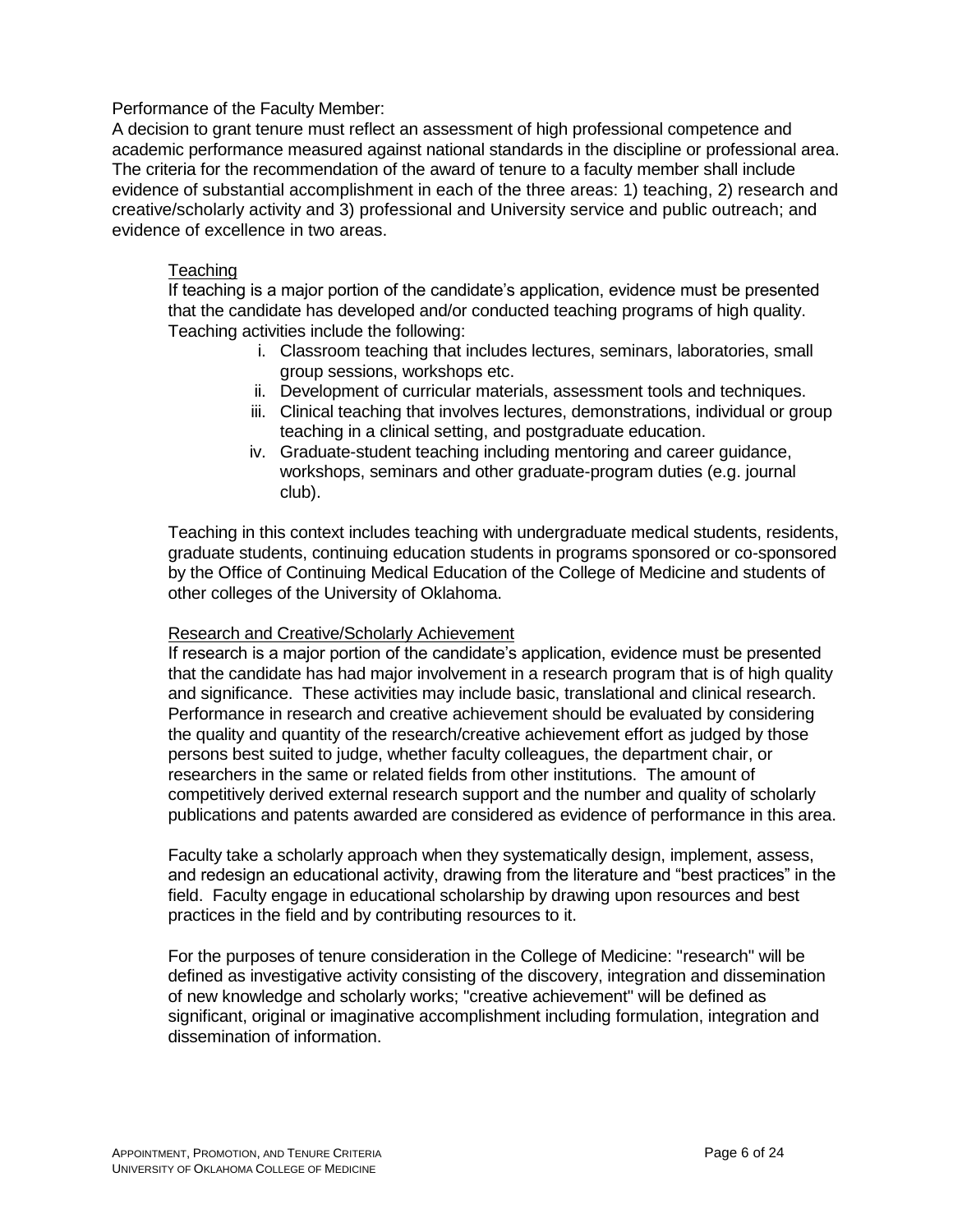Performance of the Faculty Member:

A decision to grant tenure must reflect an assessment of high professional competence and academic performance measured against national standards in the discipline or professional area. The criteria for the recommendation of the award of tenure to a faculty member shall include evidence of substantial accomplishment in each of the three areas: 1) teaching, 2) research and creative/scholarly activity and 3) professional and University service and public outreach; and evidence of excellence in two areas.

<u>Teaching</u>

If teaching is a major portion of the candidate's application, evidence must be presented that the candidate has developed and/or conducted teaching programs of high quality. Teaching activities include the following:

i. Classroom teaching that includes lectures, seminars, laboratories, small group sessions, workshops etc.
ii. Development of curricular materials, assessment tools and techniques.
iii. Clinical teaching that involves lectures, demonstrations, individual or group teaching in a clinical setting, and postgraduate education.
iv. Graduate-student teaching including mentoring and career guidance, workshops, seminars and other graduate-program duties (e.g. journal club).

Teaching in this context includes teaching with undergraduate medical students, residents, graduate students, continuing education students in programs sponsored or co-sponsored by the Office of Continuing Medical Education of the College of Medicine and students of other colleges of the University of Oklahoma.

<u>Research and Creative/Scholarly Achievement</u>

If research is a major portion of the candidate's application, evidence must be presented that the candidate has had major involvement in a research program that is of high quality and significance. These activities may include basic, translational and clinical research. Performance in research and creative achievement should be evaluated by considering the quality and quantity of the research/creative achievement effort as judged by those persons best suited to judge, whether faculty colleagues, the department chair, or researchers in the same or related fields from other institutions. The amount of competitively derived external research support and the number and quality of scholarly publications and patents awarded are considered as evidence of performance in this area.

Faculty take a scholarly approach when they systematically design, implement, assess, and redesign an educational activity, drawing from the literature and "best practices" in the field. Faculty engage in educational scholarship by drawing upon resources and best practices in the field and by contributing resources to it.

For the purposes of tenure consideration in the College of Medicine: "research" will be defined as investigative activity consisting of the discovery, integration and dissemination of new knowledge and scholarly works; "creative achievement" will be defined as significant, original or imaginative accomplishment including formulation, integration and dissemination of information.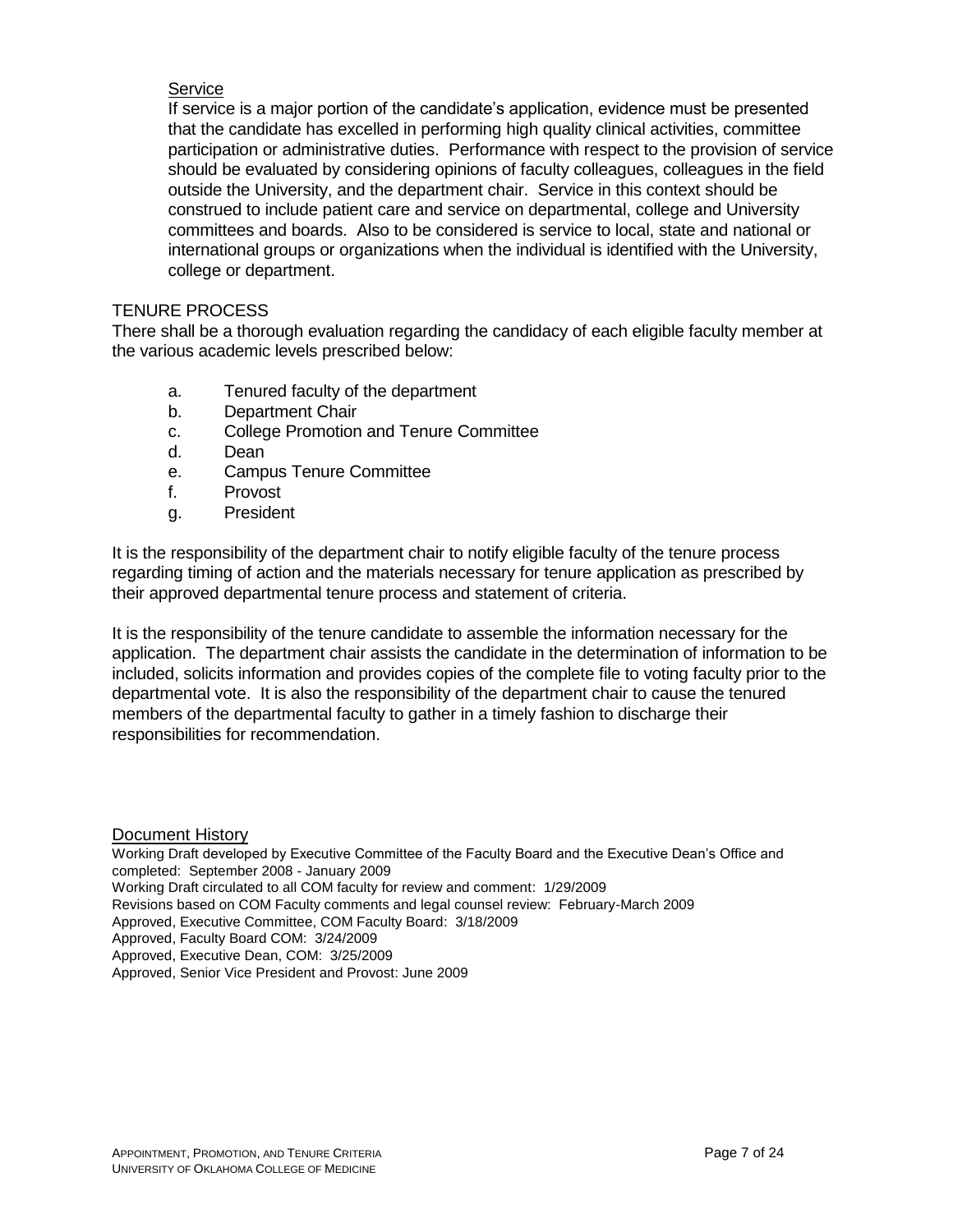### Service

If service is a major portion of the candidate's application, evidence must be presented that the candidate has excelled in performing high quality clinical activities, committee participation or administrative duties. Performance with respect to the provision of service should be evaluated by considering opinions of faculty colleagues, colleagues in the field outside the University, and the department chair. Service in this context should be construed to include patient care and service on departmental, college and University committees and boards. Also to be considered is service to local, state and national or international groups or organizations when the individual is identified with the University, college or department.

## TENURE PROCESS

There shall be a thorough evaluation regarding the candidacy of each eligible faculty member at the various academic levels prescribed below:

a. Tenured faculty of the department
b. Department Chair
c. College Promotion and Tenure Committee
d. Dean
e. Campus Tenure Committee
f. Provost
g. President

It is the responsibility of the department chair to notify eligible faculty of the tenure process regarding timing of action and the materials necessary for tenure application as prescribed by their approved departmental tenure process and statement of criteria.

It is the responsibility of the tenure candidate to assemble the information necessary for the application. The department chair assists the candidate in the determination of information to be included, solicits information and provides copies of the complete file to voting faculty prior to the departmental vote. It is also the responsibility of the department chair to cause the tenured members of the departmental faculty to gather in a timely fashion to discharge their responsibilities for recommendation.

### Document History

Working Draft developed by Executive Committee of the Faculty Board and the Executive Dean's Office and completed: September 2008 - January 2009
Working Draft circulated to all COM faculty for review and comment: 1/29/2009
Revisions based on COM Faculty comments and legal counsel review: February-March 2009
Approved, Executive Committee, COM Faculty Board: 3/18/2009
Approved, Faculty Board COM: 3/24/2009
Approved, Executive Dean, COM: 3/25/2009
Approved, Senior Vice President and Provost: June 2009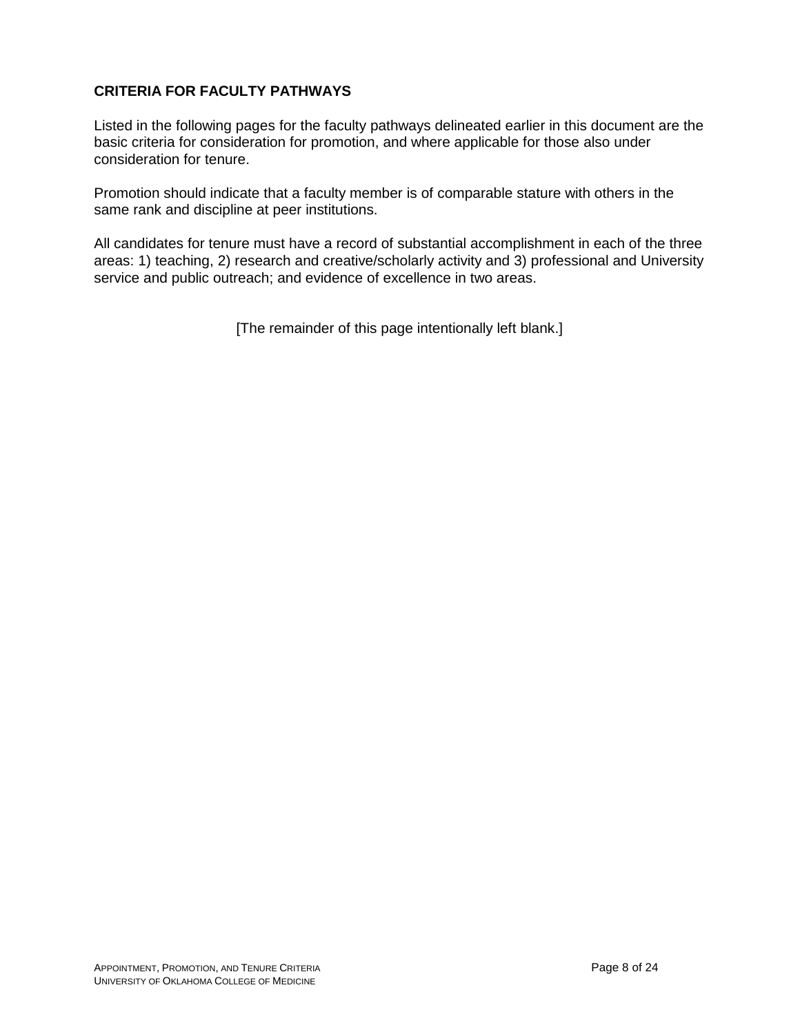## CRITERIA FOR FACULTY PATHWAYS

Listed in the following pages for the faculty pathways delineated earlier in this document are the basic criteria for consideration for promotion, and where applicable for those also under consideration for tenure.

Promotion should indicate that a faculty member is of comparable stature with others in the same rank and discipline at peer institutions.

All candidates for tenure must have a record of substantial accomplishment in each of the three areas: 1) teaching, 2) research and creative/scholarly activity and 3) professional and University service and public outreach; and evidence of excellence in two areas.

[The remainder of this page intentionally left blank.]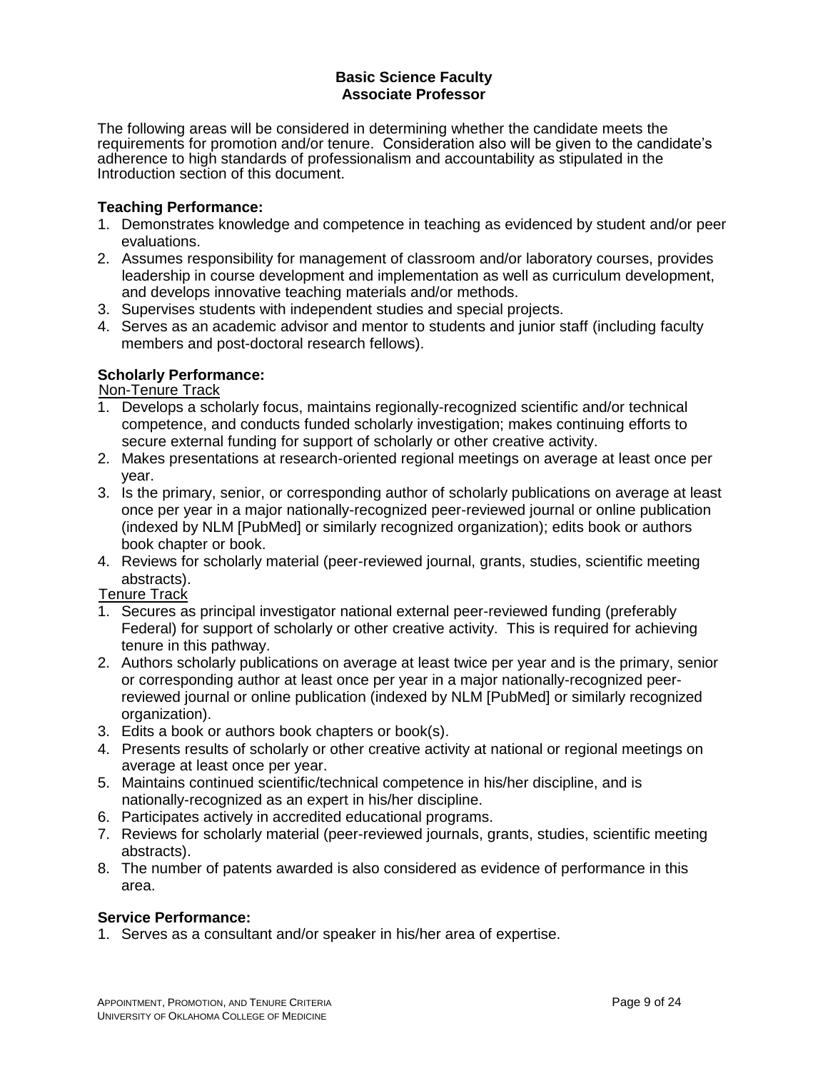## Basic Science Faculty
## Associate Professor

The following areas will be considered in determining whether the candidate meets the requirements for promotion and/or tenure. Consideration also will be given to the candidate's adherence to high standards of professionalism and accountability as stipulated in the Introduction section of this document.

**Teaching Performance:**

1. Demonstrates knowledge and competence in teaching as evidenced by student and/or peer evaluations.
2. Assumes responsibility for management of classroom and/or laboratory courses, provides leadership in course development and implementation as well as curriculum development, and develops innovative teaching materials and/or methods.
3. Supervises students with independent studies and special projects.
4. Serves as an academic advisor and mentor to students and junior staff (including faculty members and post-doctoral research fellows).

**Scholarly Performance:**

Non-Tenure Track

1. Develops a scholarly focus, maintains regionally-recognized scientific and/or technical competence, and conducts funded scholarly investigation; makes continuing efforts to secure external funding for support of scholarly or other creative activity.
2. Makes presentations at research-oriented regional meetings on average at least once per year.
3. Is the primary, senior, or corresponding author of scholarly publications on average at least once per year in a major nationally-recognized peer-reviewed journal or online publication (indexed by NLM [PubMed] or similarly recognized organization); edits book or authors book chapter or book.
4. Reviews for scholarly material (peer-reviewed journal, grants, studies, scientific meeting abstracts).

Tenure Track

1. Secures as principal investigator national external peer-reviewed funding (preferably Federal) for support of scholarly or other creative activity. This is required for achieving tenure in this pathway.
2. Authors scholarly publications on average at least twice per year and is the primary, senior or corresponding author at least once per year in a major nationally-recognized peer-reviewed journal or online publication (indexed by NLM [PubMed] or similarly recognized organization).
3. Edits a book or authors book chapters or book(s).
4. Presents results of scholarly or other creative activity at national or regional meetings on average at least once per year.
5. Maintains continued scientific/technical competence in his/her discipline, and is nationally-recognized as an expert in his/her discipline.
6. Participates actively in accredited educational programs.
7. Reviews for scholarly material (peer-reviewed journals, grants, studies, scientific meeting abstracts).
8. The number of patents awarded is also considered as evidence of performance in this area.

**Service Performance:**

1. Serves as a consultant and/or speaker in his/her area of expertise.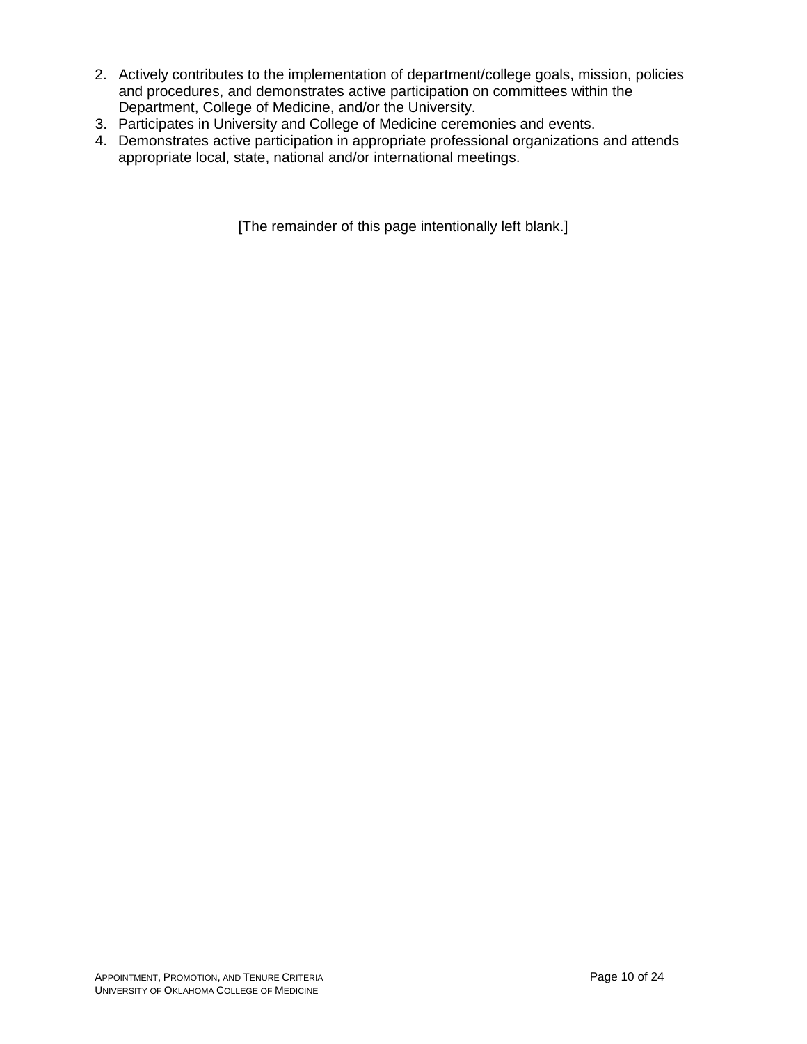2. Actively contributes to the implementation of department/college goals, mission, policies and procedures, and demonstrates active participation on committees within the Department, College of Medicine, and/or the University.
3. Participates in University and College of Medicine ceremonies and events.
4. Demonstrates active participation in appropriate professional organizations and attends appropriate local, state, national and/or international meetings.

[The remainder of this page intentionally left blank.]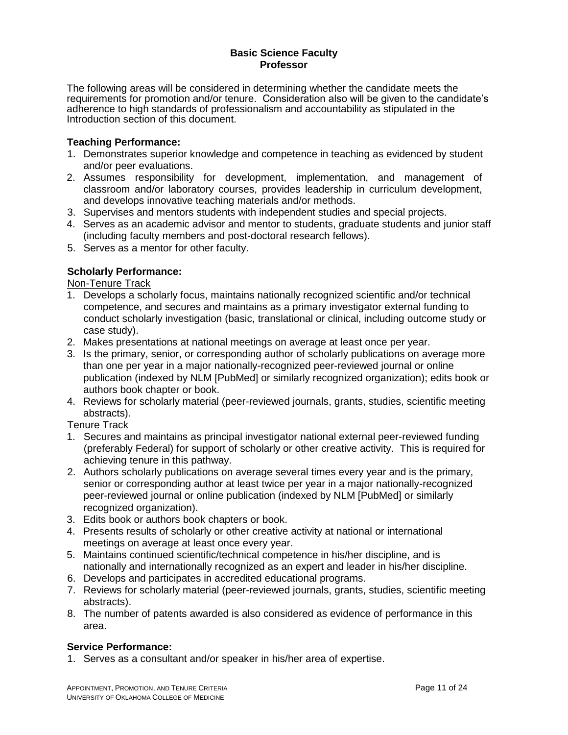## Basic Science Faculty
## Professor

The following areas will be considered in determining whether the candidate meets the requirements for promotion and/or tenure. Consideration also will be given to the candidate's adherence to high standards of professionalism and accountability as stipulated in the Introduction section of this document.

**Teaching Performance:**

1. Demonstrates superior knowledge and competence in teaching as evidenced by student and/or peer evaluations.
2. Assumes responsibility for development, implementation, and management of classroom and/or laboratory courses, provides leadership in curriculum development, and develops innovative teaching materials and/or methods.
3. Supervises and mentors students with independent studies and special projects.
4. Serves as an academic advisor and mentor to students, graduate students and junior staff (including faculty members and post-doctoral research fellows).
5. Serves as a mentor for other faculty.

**Scholarly Performance:**

Non-Tenure Track

1. Develops a scholarly focus, maintains nationally recognized scientific and/or technical competence, and secures and maintains as a primary investigator external funding to conduct scholarly investigation (basic, translational or clinical, including outcome study or case study).
2. Makes presentations at national meetings on average at least once per year.
3. Is the primary, senior, or corresponding author of scholarly publications on average more than one per year in a major nationally-recognized peer-reviewed journal or online publication (indexed by NLM [PubMed] or similarly recognized organization); edits book or authors book chapter or book.
4. Reviews for scholarly material (peer-reviewed journals, grants, studies, scientific meeting abstracts).

Tenure Track

1. Secures and maintains as principal investigator national external peer-reviewed funding (preferably Federal) for support of scholarly or other creative activity. This is required for achieving tenure in this pathway.
2. Authors scholarly publications on average several times every year and is the primary, senior or corresponding author at least twice per year in a major nationally-recognized peer-reviewed journal or online publication (indexed by NLM [PubMed] or similarly recognized organization).
3. Edits book or authors book chapters or book.
4. Presents results of scholarly or other creative activity at national or international meetings on average at least once every year.
5. Maintains continued scientific/technical competence in his/her discipline, and is nationally and internationally recognized as an expert and leader in his/her discipline.
6. Develops and participates in accredited educational programs.
7. Reviews for scholarly material (peer-reviewed journals, grants, studies, scientific meeting abstracts).
8. The number of patents awarded is also considered as evidence of performance in this area.

**Service Performance:**

1. Serves as a consultant and/or speaker in his/her area of expertise.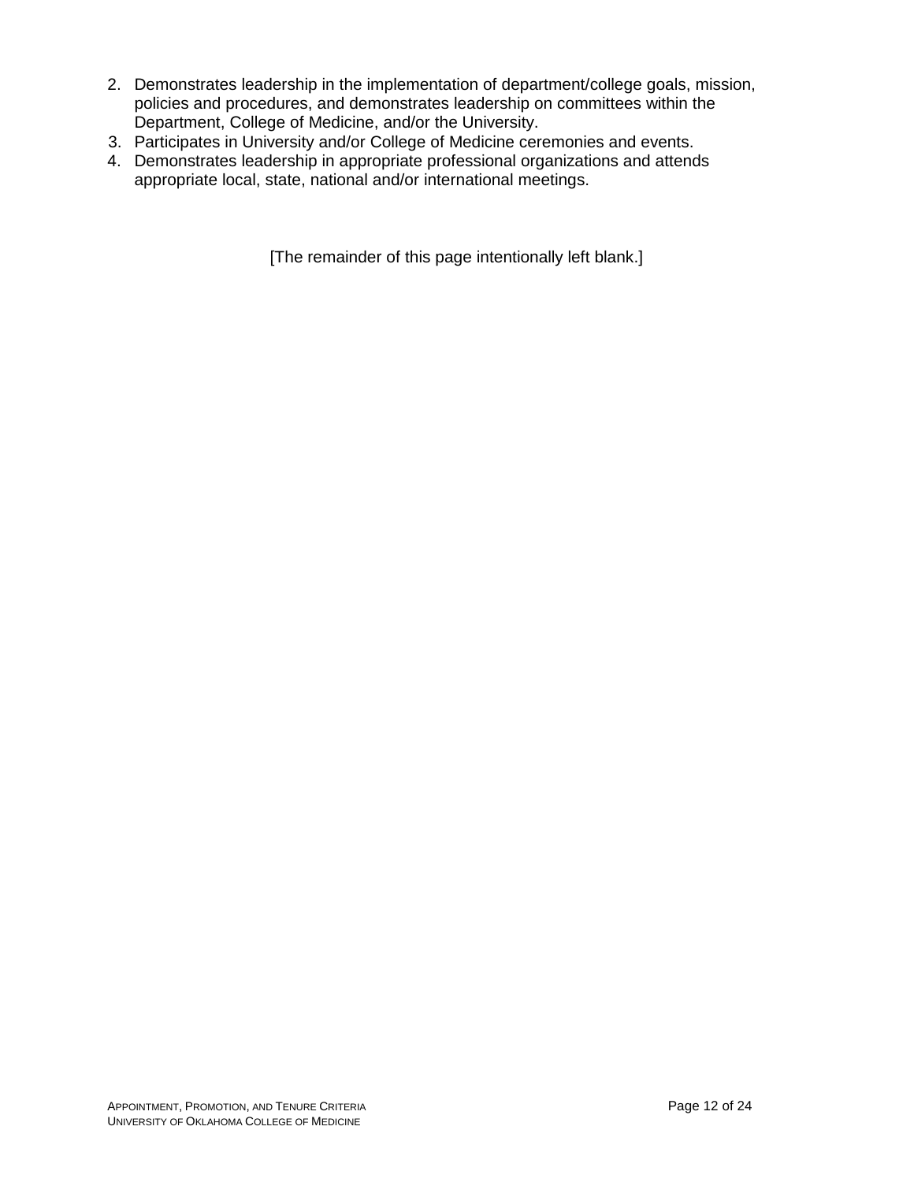2. Demonstrates leadership in the implementation of department/college goals, mission, policies and procedures, and demonstrates leadership on committees within the Department, College of Medicine, and/or the University.
3. Participates in University and/or College of Medicine ceremonies and events.
4. Demonstrates leadership in appropriate professional organizations and attends appropriate local, state, national and/or international meetings.

[The remainder of this page intentionally left blank.]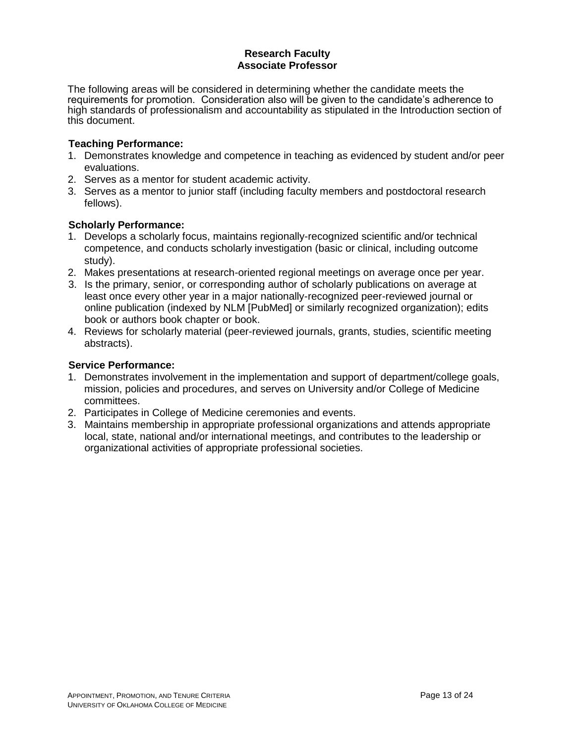## Research Faculty
## Associate Professor

The following areas will be considered in determining whether the candidate meets the requirements for promotion. Consideration also will be given to the candidate's adherence to high standards of professionalism and accountability as stipulated in the Introduction section of this document.

**Teaching Performance:**

1. Demonstrates knowledge and competence in teaching as evidenced by student and/or peer evaluations.
2. Serves as a mentor for student academic activity.
3. Serves as a mentor to junior staff (including faculty members and postdoctoral research fellows).

**Scholarly Performance:**

1. Develops a scholarly focus, maintains regionally-recognized scientific and/or technical competence, and conducts scholarly investigation (basic or clinical, including outcome study).
2. Makes presentations at research-oriented regional meetings on average once per year.
3. Is the primary, senior, or corresponding author of scholarly publications on average at least once every other year in a major nationally-recognized peer-reviewed journal or online publication (indexed by NLM [PubMed] or similarly recognized organization); edits book or authors book chapter or book.
4. Reviews for scholarly material (peer-reviewed journals, grants, studies, scientific meeting abstracts).

**Service Performance:**

1. Demonstrates involvement in the implementation and support of department/college goals, mission, policies and procedures, and serves on University and/or College of Medicine committees.
2. Participates in College of Medicine ceremonies and events.
3. Maintains membership in appropriate professional organizations and attends appropriate local, state, national and/or international meetings, and contributes to the leadership or organizational activities of appropriate professional societies.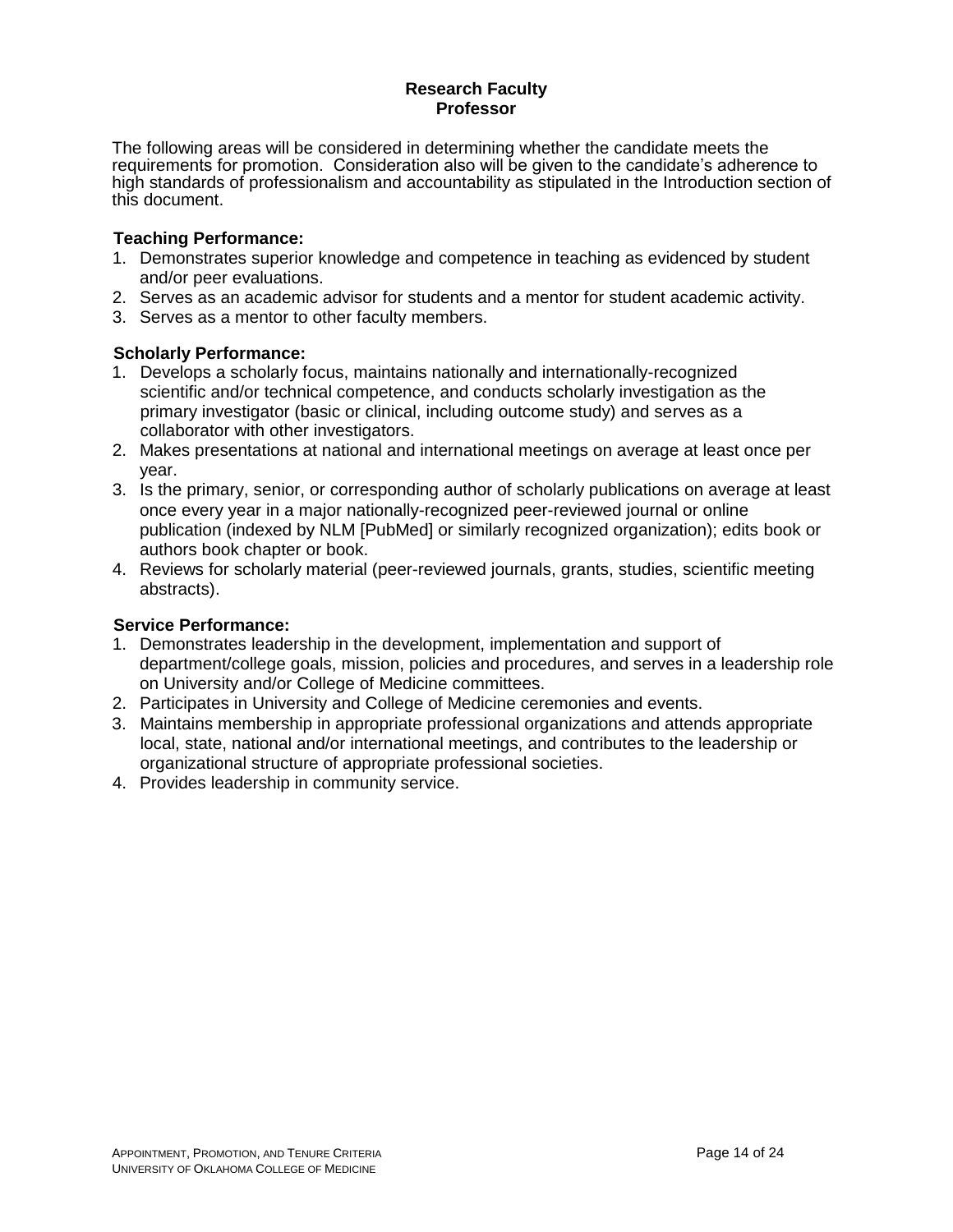## Research Faculty
## Professor

The following areas will be considered in determining whether the candidate meets the requirements for promotion. Consideration also will be given to the candidate's adherence to high standards of professionalism and accountability as stipulated in the Introduction section of this document.

**Teaching Performance:**

1. Demonstrates superior knowledge and competence in teaching as evidenced by student and/or peer evaluations.
2. Serves as an academic advisor for students and a mentor for student academic activity.
3. Serves as a mentor to other faculty members.

**Scholarly Performance:**

1. Develops a scholarly focus, maintains nationally and internationally-recognized scientific and/or technical competence, and conducts scholarly investigation as the primary investigator (basic or clinical, including outcome study) and serves as a collaborator with other investigators.
2. Makes presentations at national and international meetings on average at least once per year.
3. Is the primary, senior, or corresponding author of scholarly publications on average at least once every year in a major nationally-recognized peer-reviewed journal or online publication (indexed by NLM [PubMed] or similarly recognized organization); edits book or authors book chapter or book.
4. Reviews for scholarly material (peer-reviewed journals, grants, studies, scientific meeting abstracts).

**Service Performance:**

1. Demonstrates leadership in the development, implementation and support of department/college goals, mission, policies and procedures, and serves in a leadership role on University and/or College of Medicine committees.
2. Participates in University and College of Medicine ceremonies and events.
3. Maintains membership in appropriate professional organizations and attends appropriate local, state, national and/or international meetings, and contributes to the leadership or organizational structure of appropriate professional societies.
4. Provides leadership in community service.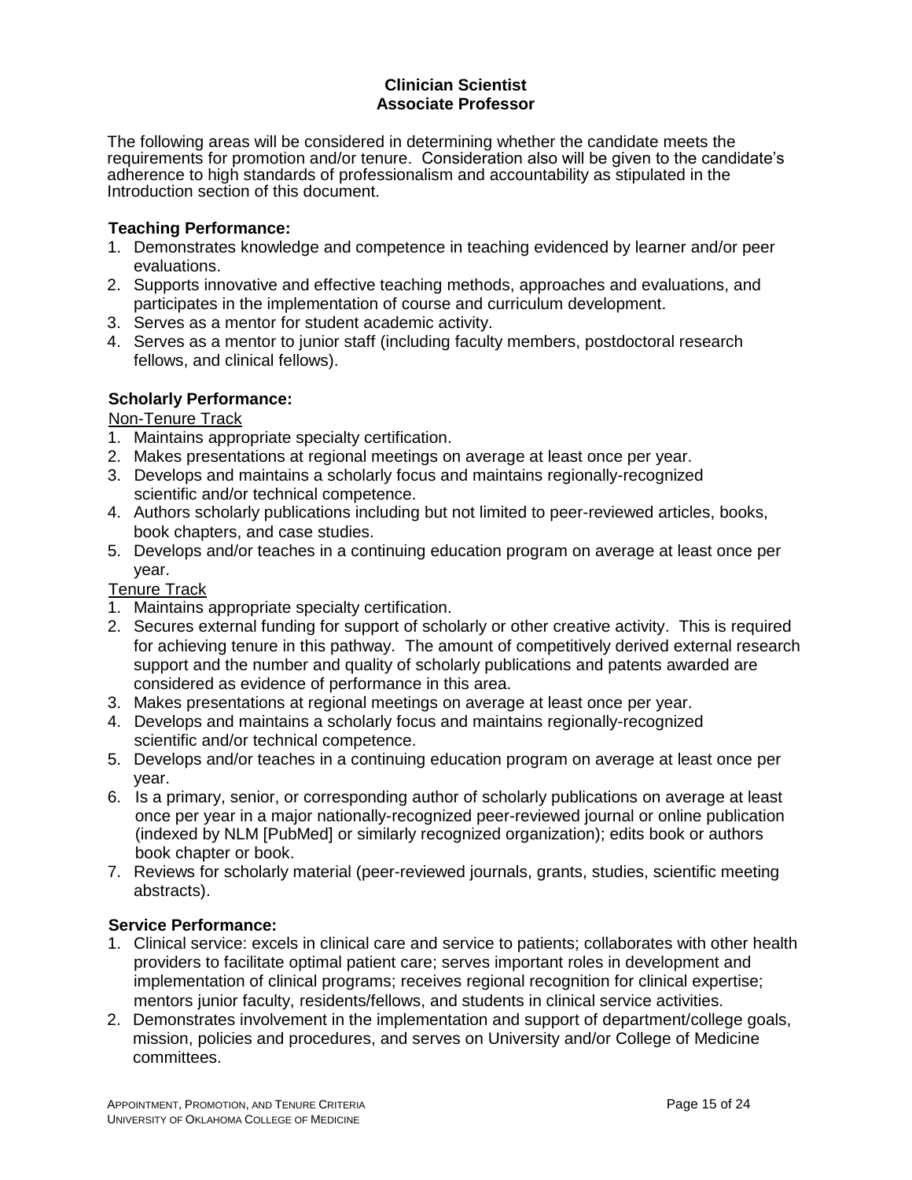## Clinician Scientist
## Associate Professor

The following areas will be considered in determining whether the candidate meets the requirements for promotion and/or tenure. Consideration also will be given to the candidate's adherence to high standards of professionalism and accountability as stipulated in the Introduction section of this document.

### Teaching Performance:

1. Demonstrates knowledge and competence in teaching evidenced by learner and/or peer evaluations.
2. Supports innovative and effective teaching methods, approaches and evaluations, and participates in the implementation of course and curriculum development.
3. Serves as a mentor for student academic activity.
4. Serves as a mentor to junior staff (including faculty members, postdoctoral research fellows, and clinical fellows).

### Scholarly Performance:

<u>Non-Tenure Track</u>

1. Maintains appropriate specialty certification.
2. Makes presentations at regional meetings on average at least once per year.
3. Develops and maintains a scholarly focus and maintains regionally-recognized scientific and/or technical competence.
4. Authors scholarly publications including but not limited to peer-reviewed articles, books, book chapters, and case studies.
5. Develops and/or teaches in a continuing education program on average at least once per year.

<u>Tenure Track</u>

1. Maintains appropriate specialty certification.
2. Secures external funding for support of scholarly or other creative activity. This is required for achieving tenure in this pathway. The amount of competitively derived external research support and the number and quality of scholarly publications and patents awarded are considered as evidence of performance in this area.
3. Makes presentations at regional meetings on average at least once per year.
4. Develops and maintains a scholarly focus and maintains regionally-recognized scientific and/or technical competence.
5. Develops and/or teaches in a continuing education program on average at least once per year.
6. Is a primary, senior, or corresponding author of scholarly publications on average at least once per year in a major nationally-recognized peer-reviewed journal or online publication (indexed by NLM [PubMed] or similarly recognized organization); edits book or authors book chapter or book.
7. Reviews for scholarly material (peer-reviewed journals, grants, studies, scientific meeting abstracts).

### Service Performance:

1. Clinical service: excels in clinical care and service to patients; collaborates with other health providers to facilitate optimal patient care; serves important roles in development and implementation of clinical programs; receives regional recognition for clinical expertise; mentors junior faculty, residents/fellows, and students in clinical service activities.
2. Demonstrates involvement in the implementation and support of department/college goals, mission, policies and procedures, and serves on University and/or College of Medicine committees.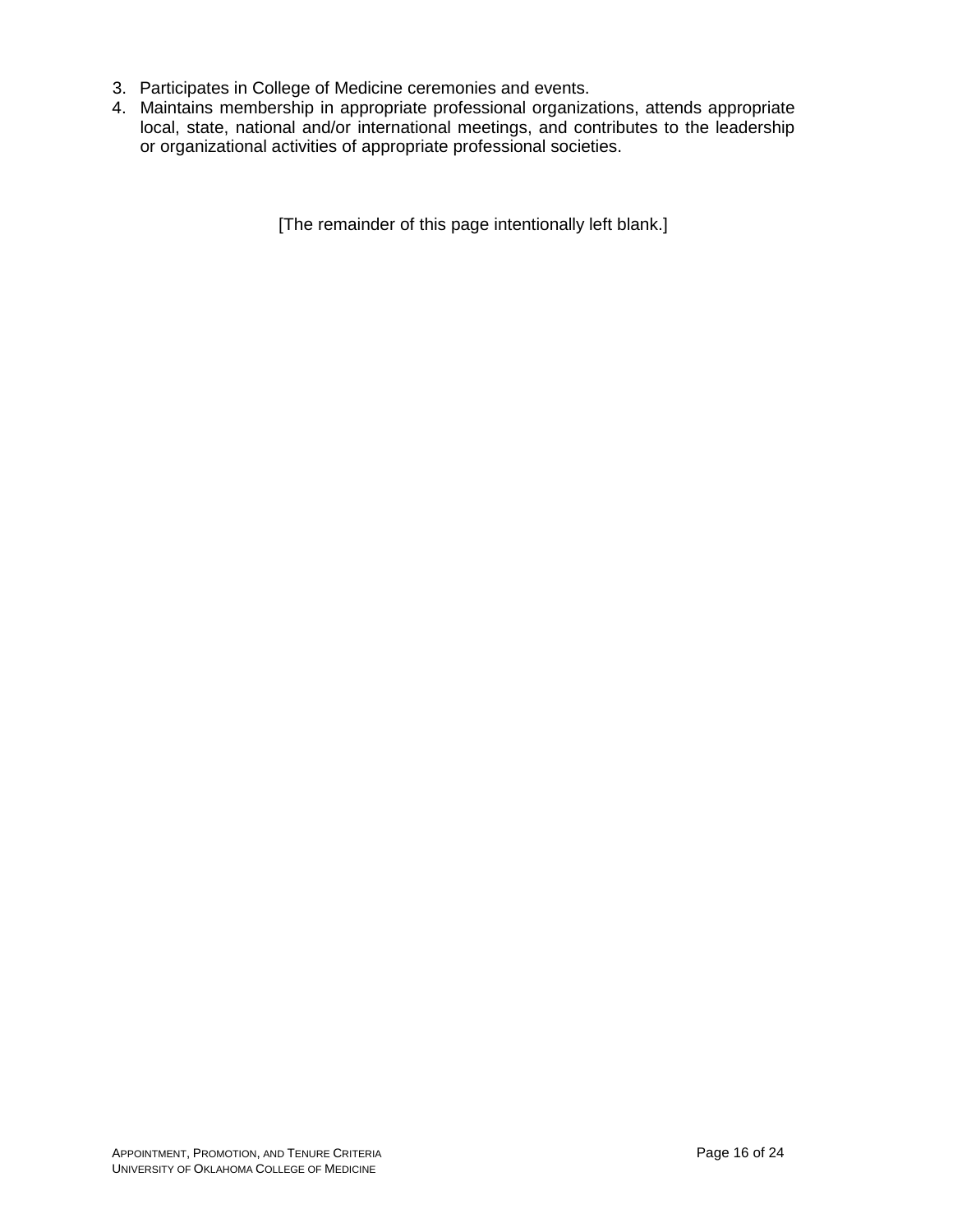3. Participates in College of Medicine ceremonies and events.
4. Maintains membership in appropriate professional organizations, attends appropriate local, state, national and/or international meetings, and contributes to the leadership or organizational activities of appropriate professional societies.

[The remainder of this page intentionally left blank.]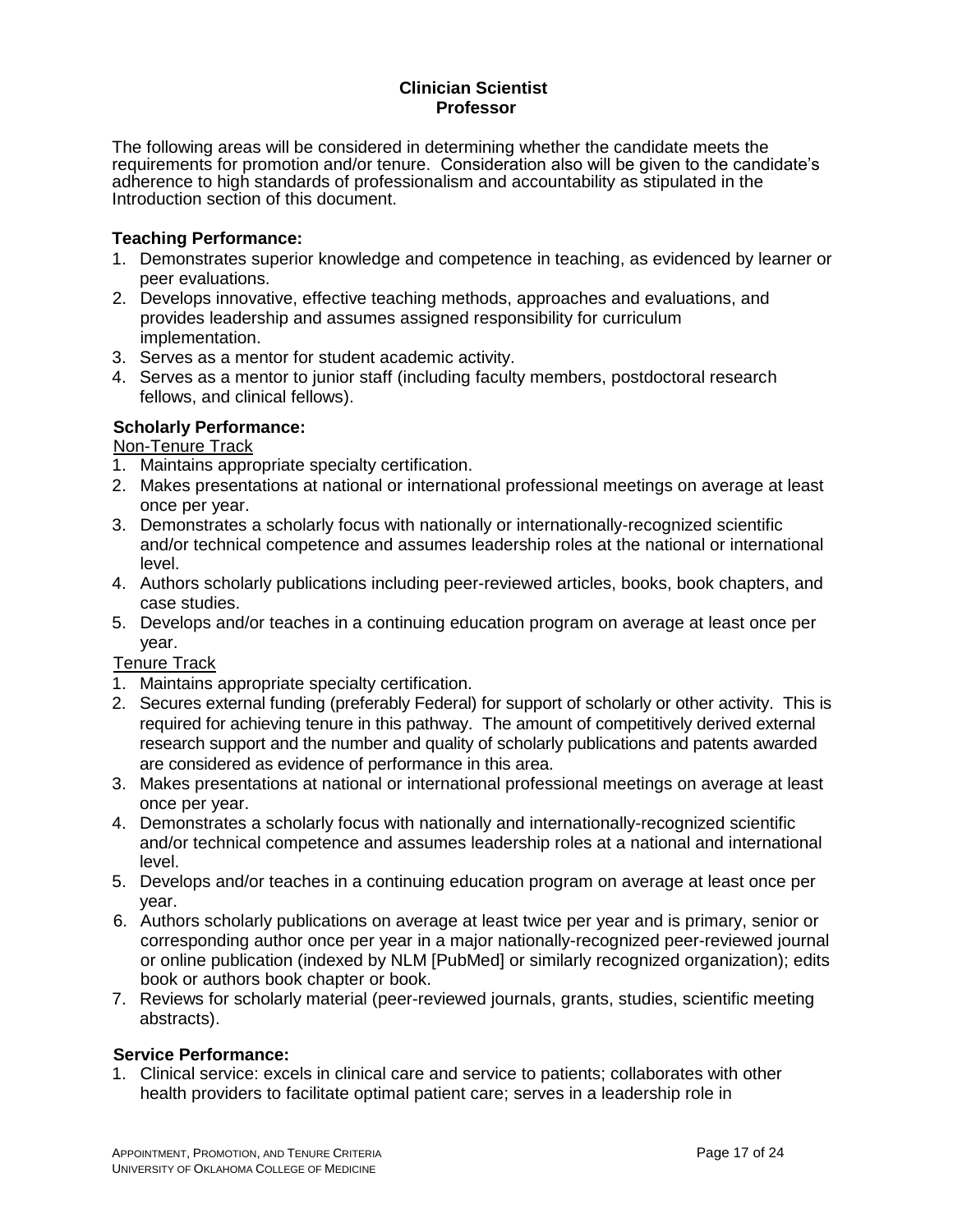## Clinician Scientist
## Professor

The following areas will be considered in determining whether the candidate meets the requirements for promotion and/or tenure. Consideration also will be given to the candidate's adherence to high standards of professionalism and accountability as stipulated in the Introduction section of this document.

**Teaching Performance:**

1. Demonstrates superior knowledge and competence in teaching, as evidenced by learner or peer evaluations.
2. Develops innovative, effective teaching methods, approaches and evaluations, and provides leadership and assumes assigned responsibility for curriculum implementation.
3. Serves as a mentor for student academic activity.
4. Serves as a mentor to junior staff (including faculty members, postdoctoral research fellows, and clinical fellows).

**Scholarly Performance:**

Non-Tenure Track

1. Maintains appropriate specialty certification.
2. Makes presentations at national or international professional meetings on average at least once per year.
3. Demonstrates a scholarly focus with nationally or internationally-recognized scientific and/or technical competence and assumes leadership roles at the national or international level.
4. Authors scholarly publications including peer-reviewed articles, books, book chapters, and case studies.
5. Develops and/or teaches in a continuing education program on average at least once per year.

Tenure Track

1. Maintains appropriate specialty certification.
2. Secures external funding (preferably Federal) for support of scholarly or other activity. This is required for achieving tenure in this pathway. The amount of competitively derived external research support and the number and quality of scholarly publications and patents awarded are considered as evidence of performance in this area.
3. Makes presentations at national or international professional meetings on average at least once per year.
4. Demonstrates a scholarly focus with nationally and internationally-recognized scientific and/or technical competence and assumes leadership roles at a national and international level.
5. Develops and/or teaches in a continuing education program on average at least once per year.
6. Authors scholarly publications on average at least twice per year and is primary, senior or corresponding author once per year in a major nationally-recognized peer-reviewed journal or online publication (indexed by NLM [PubMed] or similarly recognized organization); edits book or authors book chapter or book.
7. Reviews for scholarly material (peer-reviewed journals, grants, studies, scientific meeting abstracts).

**Service Performance:**

1. Clinical service: excels in clinical care and service to patients; collaborates with other health providers to facilitate optimal patient care; serves in a leadership role in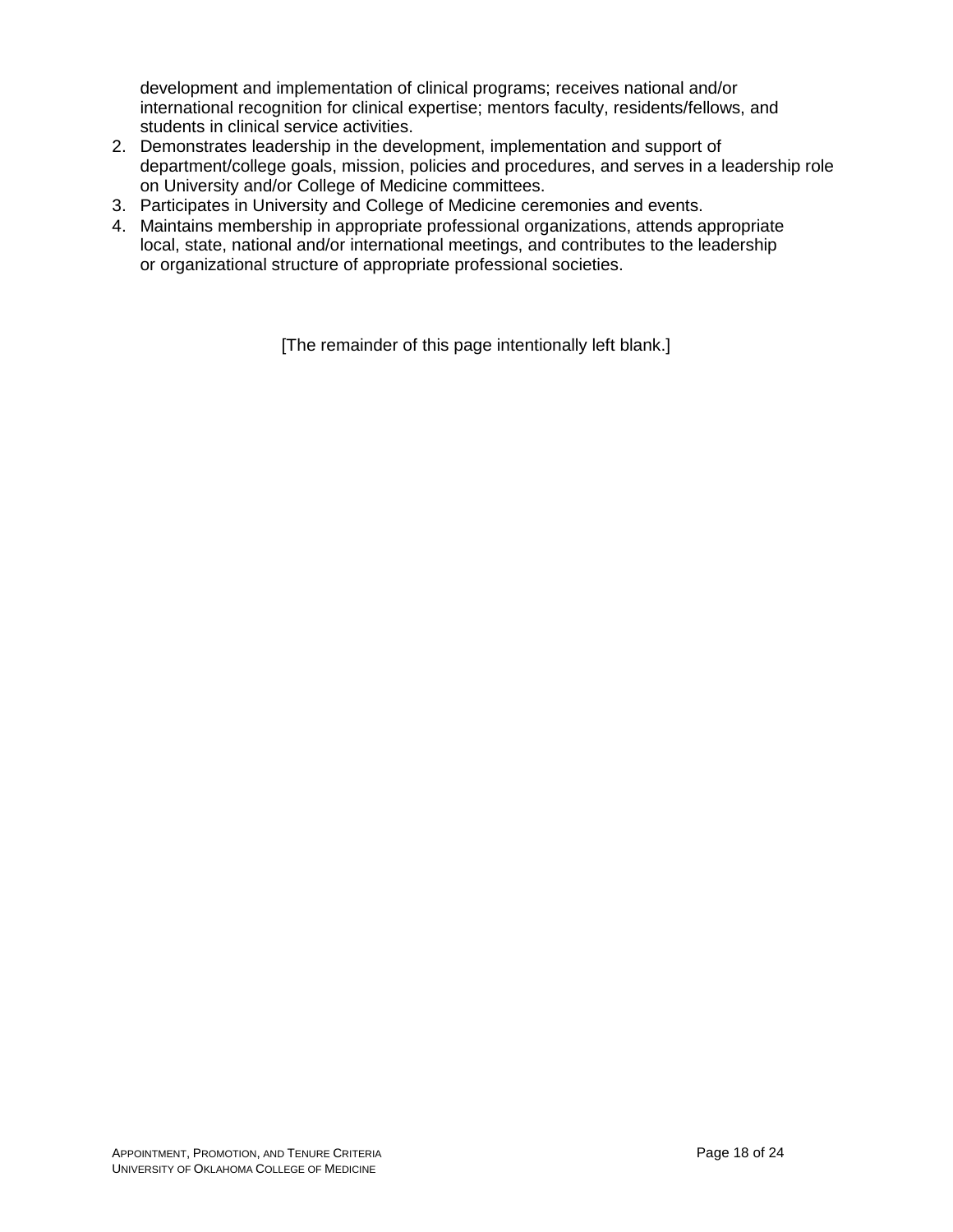development and implementation of clinical programs; receives national and/or international recognition for clinical expertise; mentors faculty, residents/fellows, and students in clinical service activities.

2. Demonstrates leadership in the development, implementation and support of department/college goals, mission, policies and procedures, and serves in a leadership role on University and/or College of Medicine committees.
3. Participates in University and College of Medicine ceremonies and events.
4. Maintains membership in appropriate professional organizations, attends appropriate local, state, national and/or international meetings, and contributes to the leadership or organizational structure of appropriate professional societies.

[The remainder of this page intentionally left blank.]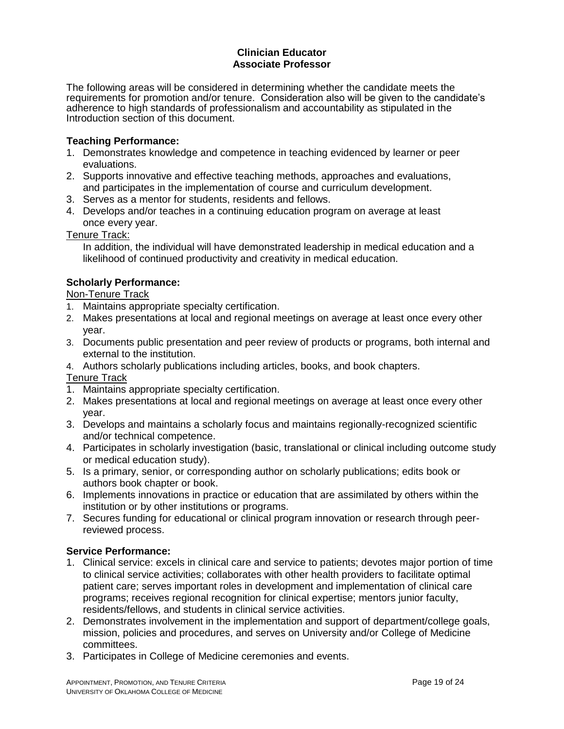**Clinician Educator**
**Associate Professor**

The following areas will be considered in determining whether the candidate meets the requirements for promotion and/or tenure. Consideration also will be given to the candidate's adherence to high standards of professionalism and accountability as stipulated in the Introduction section of this document.

**Teaching Performance:**

1. Demonstrates knowledge and competence in teaching evidenced by learner or peer evaluations.
2. Supports innovative and effective teaching methods, approaches and evaluations, and participates in the implementation of course and curriculum development.
3. Serves as a mentor for students, residents and fellows.
4. Develops and/or teaches in a continuing education program on average at least once every year.

Tenure Track:

In addition, the individual will have demonstrated leadership in medical education and a likelihood of continued productivity and creativity in medical education.

**Scholarly Performance:**

Non-Tenure Track

1. Maintains appropriate specialty certification.
2. Makes presentations at local and regional meetings on average at least once every other year.
3. Documents public presentation and peer review of products or programs, both internal and external to the institution.
4. Authors scholarly publications including articles, books, and book chapters.

Tenure Track

1. Maintains appropriate specialty certification.
2. Makes presentations at local and regional meetings on average at least once every other year.
3. Develops and maintains a scholarly focus and maintains regionally-recognized scientific and/or technical competence.
4. Participates in scholarly investigation (basic, translational or clinical including outcome study or medical education study).
5. Is a primary, senior, or corresponding author on scholarly publications; edits book or authors book chapter or book.
6. Implements innovations in practice or education that are assimilated by others within the institution or by other institutions or programs.
7. Secures funding for educational or clinical program innovation or research through peer-reviewed process.

**Service Performance:**

1. Clinical service: excels in clinical care and service to patients; devotes major portion of time to clinical service activities; collaborates with other health providers to facilitate optimal patient care; serves important roles in development and implementation of clinical care programs; receives regional recognition for clinical expertise; mentors junior faculty, residents/fellows, and students in clinical service activities.
2. Demonstrates involvement in the implementation and support of department/college goals, mission, policies and procedures, and serves on University and/or College of Medicine committees.
3. Participates in College of Medicine ceremonies and events.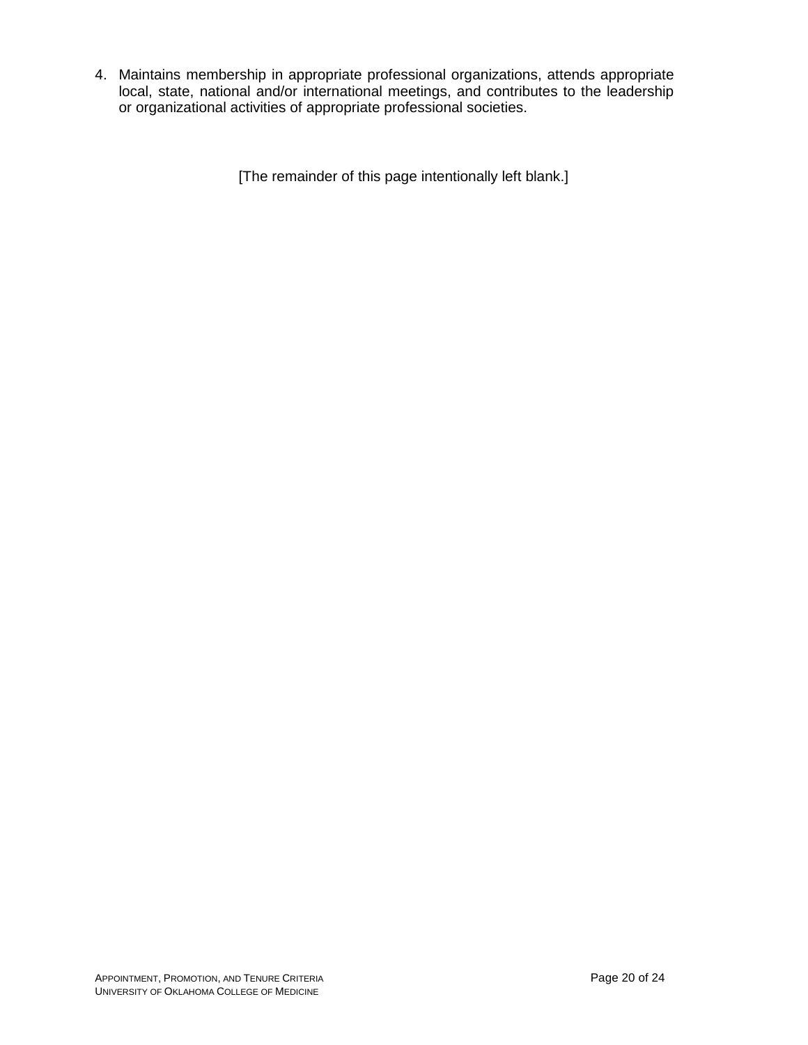4. Maintains membership in appropriate professional organizations, attends appropriate local, state, national and/or international meetings, and contributes to the leadership or organizational activities of appropriate professional societies.

[The remainder of this page intentionally left blank.]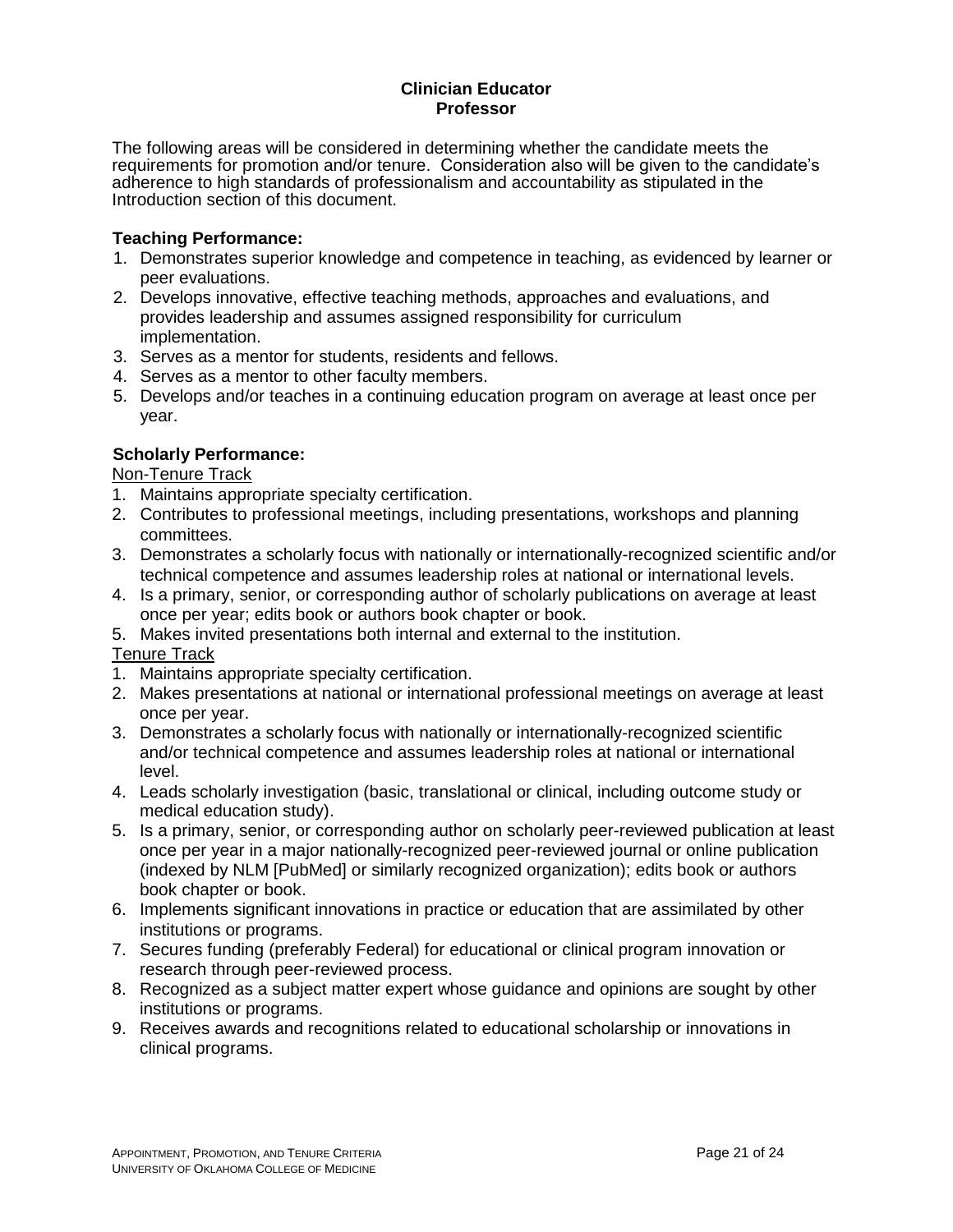# Clinician Educator
## Professor

The following areas will be considered in determining whether the candidate meets the requirements for promotion and/or tenure. Consideration also will be given to the candidate's adherence to high standards of professionalism and accountability as stipulated in the Introduction section of this document.

**Teaching Performance:**

1. Demonstrates superior knowledge and competence in teaching, as evidenced by learner or peer evaluations.
2. Develops innovative, effective teaching methods, approaches and evaluations, and provides leadership and assumes assigned responsibility for curriculum implementation.
3. Serves as a mentor for students, residents and fellows.
4. Serves as a mentor to other faculty members.
5. Develops and/or teaches in a continuing education program on average at least once per year.

**Scholarly Performance:**

<u>Non-Tenure Track</u>

1. Maintains appropriate specialty certification.
2. Contributes to professional meetings, including presentations, workshops and planning committees.
3. Demonstrates a scholarly focus with nationally or internationally-recognized scientific and/or technical competence and assumes leadership roles at national or international levels.
4. Is a primary, senior, or corresponding author of scholarly publications on average at least once per year; edits book or authors book chapter or book.
5. Makes invited presentations both internal and external to the institution.

<u>Tenure Track</u>

1. Maintains appropriate specialty certification.
2. Makes presentations at national or international professional meetings on average at least once per year.
3. Demonstrates a scholarly focus with nationally or internationally-recognized scientific and/or technical competence and assumes leadership roles at national or international level.
4. Leads scholarly investigation (basic, translational or clinical, including outcome study or medical education study).
5. Is a primary, senior, or corresponding author on scholarly peer-reviewed publication at least once per year in a major nationally-recognized peer-reviewed journal or online publication (indexed by NLM [PubMed] or similarly recognized organization); edits book or authors book chapter or book.
6. Implements significant innovations in practice or education that are assimilated by other institutions or programs.
7. Secures funding (preferably Federal) for educational or clinical program innovation or research through peer-reviewed process.
8. Recognized as a subject matter expert whose guidance and opinions are sought by other institutions or programs.
9. Receives awards and recognitions related to educational scholarship or innovations in clinical programs.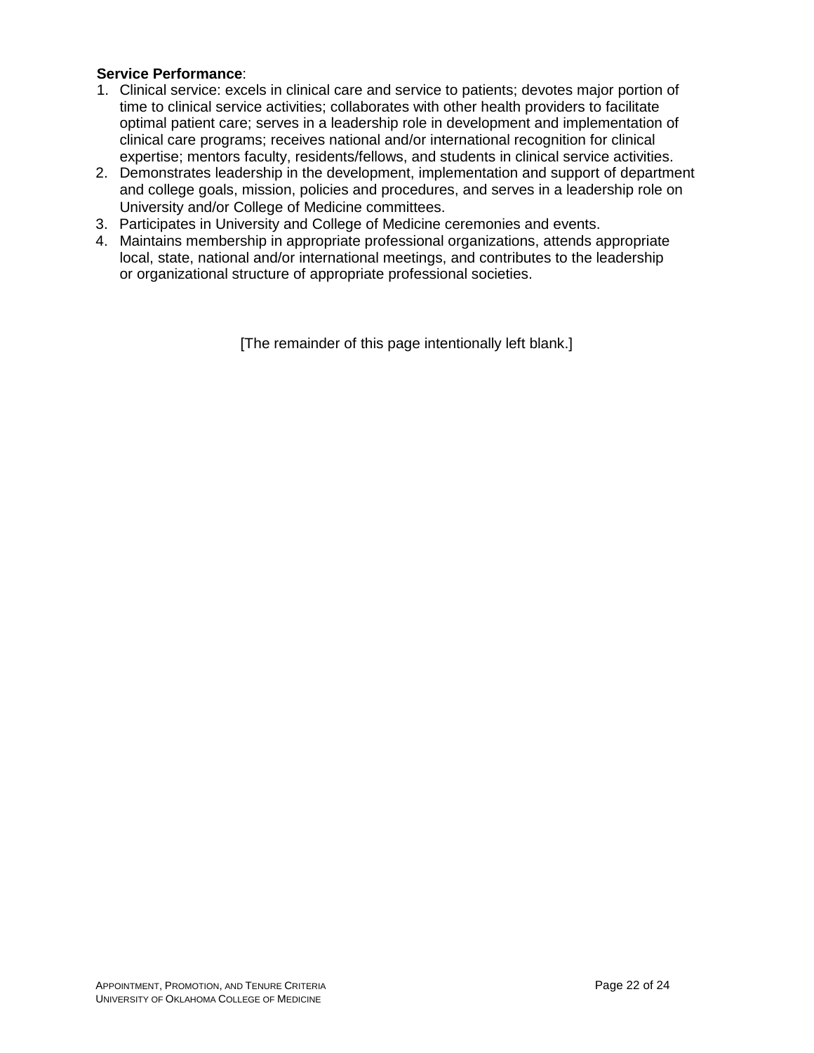**Service Performance**:

1. Clinical service: excels in clinical care and service to patients; devotes major portion of time to clinical service activities; collaborates with other health providers to facilitate optimal patient care; serves in a leadership role in development and implementation of clinical care programs; receives national and/or international recognition for clinical expertise; mentors faculty, residents/fellows, and students in clinical service activities.
2. Demonstrates leadership in the development, implementation and support of department and college goals, mission, policies and procedures, and serves in a leadership role on University and/or College of Medicine committees.
3. Participates in University and College of Medicine ceremonies and events.
4. Maintains membership in appropriate professional organizations, attends appropriate local, state, national and/or international meetings, and contributes to the leadership or organizational structure of appropriate professional societies.

[The remainder of this page intentionally left blank.]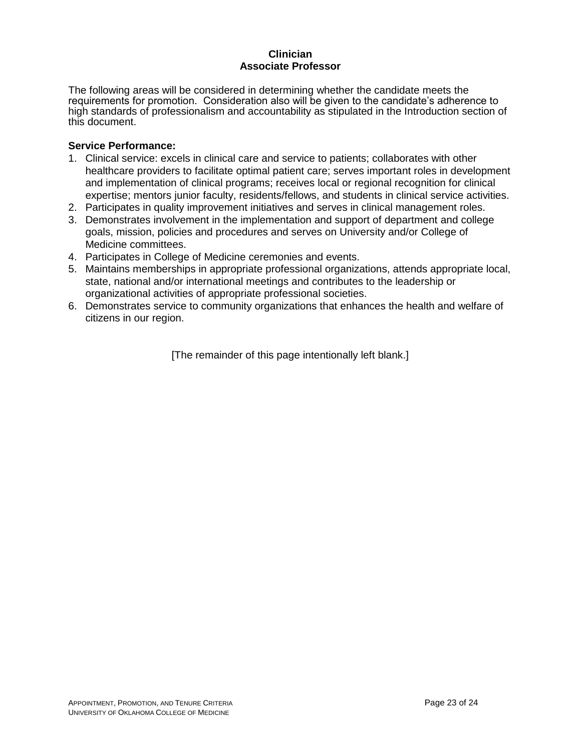**Clinician**
**Associate Professor**

The following areas will be considered in determining whether the candidate meets the requirements for promotion. Consideration also will be given to the candidate's adherence to high standards of professionalism and accountability as stipulated in the Introduction section of this document.

**Service Performance:**

1. Clinical service: excels in clinical care and service to patients; collaborates with other healthcare providers to facilitate optimal patient care; serves important roles in development and implementation of clinical programs; receives local or regional recognition for clinical expertise; mentors junior faculty, residents/fellows, and students in clinical service activities.
2. Participates in quality improvement initiatives and serves in clinical management roles.
3. Demonstrates involvement in the implementation and support of department and college goals, mission, policies and procedures and serves on University and/or College of Medicine committees.
4. Participates in College of Medicine ceremonies and events.
5. Maintains memberships in appropriate professional organizations, attends appropriate local, state, national and/or international meetings and contributes to the leadership or organizational activities of appropriate professional societies.
6. Demonstrates service to community organizations that enhances the health and welfare of citizens in our region.

[The remainder of this page intentionally left blank.]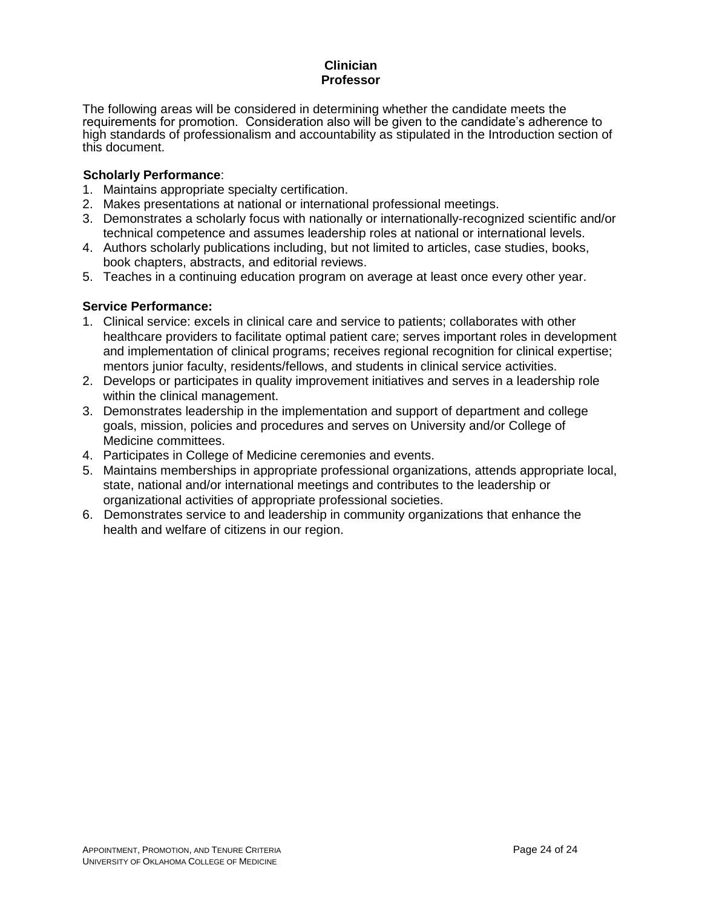## Clinician
## Professor

The following areas will be considered in determining whether the candidate meets the requirements for promotion. Consideration also will be given to the candidate's adherence to high standards of professionalism and accountability as stipulated in the Introduction section of this document.

**Scholarly Performance**:

1. Maintains appropriate specialty certification.
2. Makes presentations at national or international professional meetings.
3. Demonstrates a scholarly focus with nationally or internationally-recognized scientific and/or technical competence and assumes leadership roles at national or international levels.
4. Authors scholarly publications including, but not limited to articles, case studies, books, book chapters, abstracts, and editorial reviews.
5. Teaches in a continuing education program on average at least once every other year.

**Service Performance:**

1. Clinical service: excels in clinical care and service to patients; collaborates with other healthcare providers to facilitate optimal patient care; serves important roles in development and implementation of clinical programs; receives regional recognition for clinical expertise; mentors junior faculty, residents/fellows, and students in clinical service activities.
2. Develops or participates in quality improvement initiatives and serves in a leadership role within the clinical management.
3. Demonstrates leadership in the implementation and support of department and college goals, mission, policies and procedures and serves on University and/or College of Medicine committees.
4. Participates in College of Medicine ceremonies and events.
5. Maintains memberships in appropriate professional organizations, attends appropriate local, state, national and/or international meetings and contributes to the leadership or organizational activities of appropriate professional societies.
6. Demonstrates service to and leadership in community organizations that enhance the health and welfare of citizens in our region.